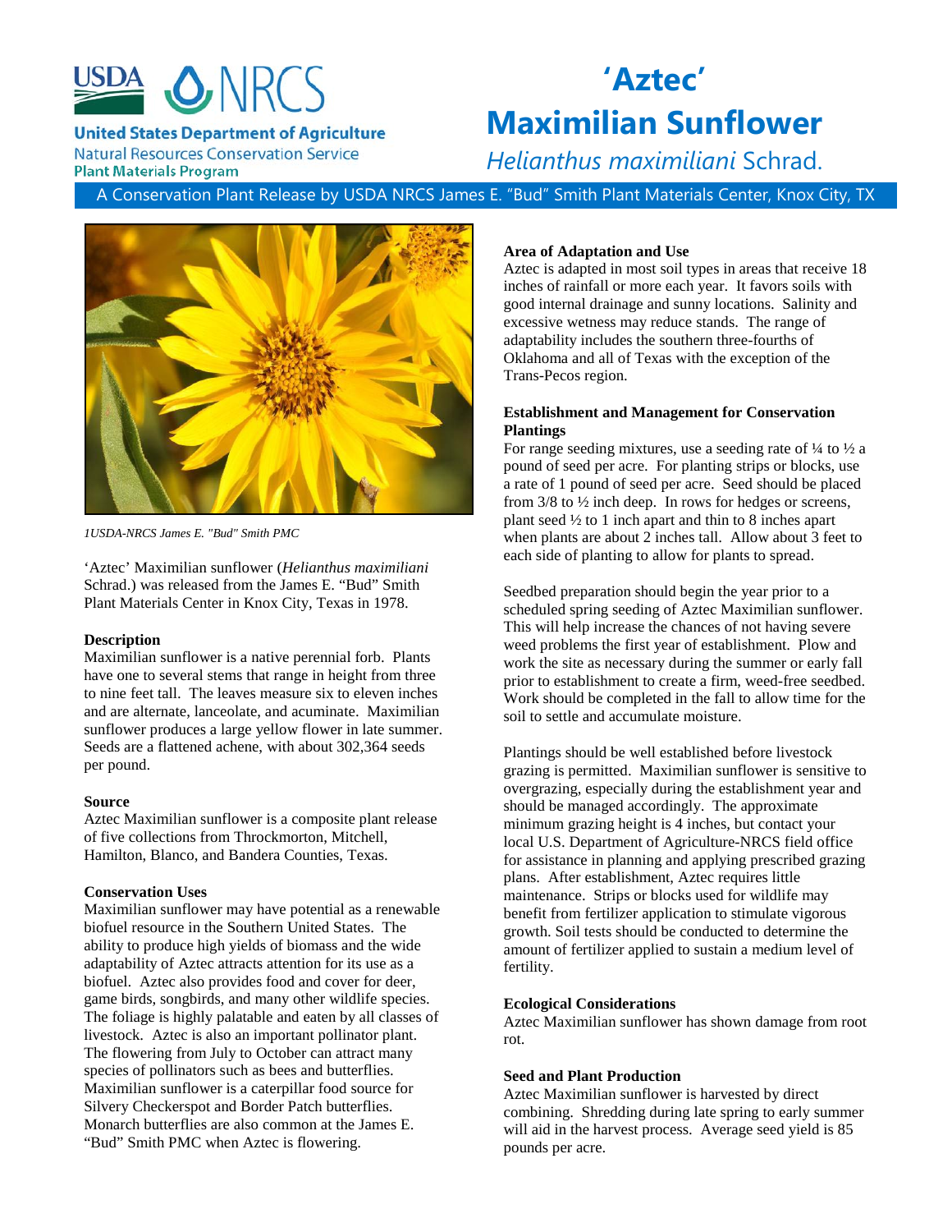USDA NRCS

**United States Department of Agriculture**
Natural Resources Conservation Service
**Plant Materials Program**

# 'Aztec' Maximilian Sunflower

## *Helianthus maximiliani* Schrad.

A Conservation Plant Release by USDA NRCS James E. "Bud" Smith Plant Materials Center, Knox City, TX

*1USDA-NRCS James E. "Bud" Smith PMC*

'Aztec' Maximilian sunflower (*Helianthus maximiliani* Schrad.) was released from the James E. "Bud" Smith Plant Materials Center in Knox City, Texas in 1978.

### Description

Maximilian sunflower is a native perennial forb. Plants have one to several stems that range in height from three to nine feet tall. The leaves measure six to eleven inches and are alternate, lanceolate, and acuminate. Maximilian sunflower produces a large yellow flower in late summer. Seeds are a flattened achene, with about 302,364 seeds per pound.

### Source

Aztec Maximilian sunflower is a composite plant release of five collections from Throckmorton, Mitchell, Hamilton, Blanco, and Bandera Counties, Texas.

### Conservation Uses

Maximilian sunflower may have potential as a renewable biofuel resource in the Southern United States. The ability to produce high yields of biomass and the wide adaptability of Aztec attracts attention for its use as a biofuel. Aztec also provides food and cover for deer, game birds, songbirds, and many other wildlife species. The foliage is highly palatable and eaten by all classes of livestock. Aztec is also an important pollinator plant. The flowering from July to October can attract many species of pollinators such as bees and butterflies. Maximilian sunflower is a caterpillar food source for Silvery Checkerspot and Border Patch butterflies. Monarch butterflies are also common at the James E. "Bud" Smith PMC when Aztec is flowering.

### Area of Adaptation and Use

Aztec is adapted in most soil types in areas that receive 18 inches of rainfall or more each year. It favors soils with good internal drainage and sunny locations. Salinity and excessive wetness may reduce stands. The range of adaptability includes the southern three-fourths of Oklahoma and all of Texas with the exception of the Trans-Pecos region.

### Establishment and Management for Conservation Plantings

For range seeding mixtures, use a seeding rate of ¼ to ½ a pound of seed per acre. For planting strips or blocks, use a rate of 1 pound of seed per acre. Seed should be placed from 3/8 to ½ inch deep. In rows for hedges or screens, plant seed ½ to 1 inch apart and thin to 8 inches apart when plants are about 2 inches tall. Allow about 3 feet to each side of planting to allow for plants to spread.

Seedbed preparation should begin the year prior to a scheduled spring seeding of Aztec Maximilian sunflower. This will help increase the chances of not having severe weed problems the first year of establishment. Plow and work the site as necessary during the summer or early fall prior to establishment to create a firm, weed-free seedbed. Work should be completed in the fall to allow time for the soil to settle and accumulate moisture.

Plantings should be well established before livestock grazing is permitted. Maximilian sunflower is sensitive to overgrazing, especially during the establishment year and should be managed accordingly. The approximate minimum grazing height is 4 inches, but contact your local U.S. Department of Agriculture-NRCS field office for assistance in planning and applying prescribed grazing plans. After establishment, Aztec requires little maintenance. Strips or blocks used for wildlife may benefit from fertilizer application to stimulate vigorous growth. Soil tests should be conducted to determine the amount of fertilizer applied to sustain a medium level of fertility.

### Ecological Considerations

Aztec Maximilian sunflower has shown damage from root rot.

### Seed and Plant Production

Aztec Maximilian sunflower is harvested by direct combining. Shredding during late spring to early summer will aid in the harvest process. Average seed yield is 85 pounds per acre.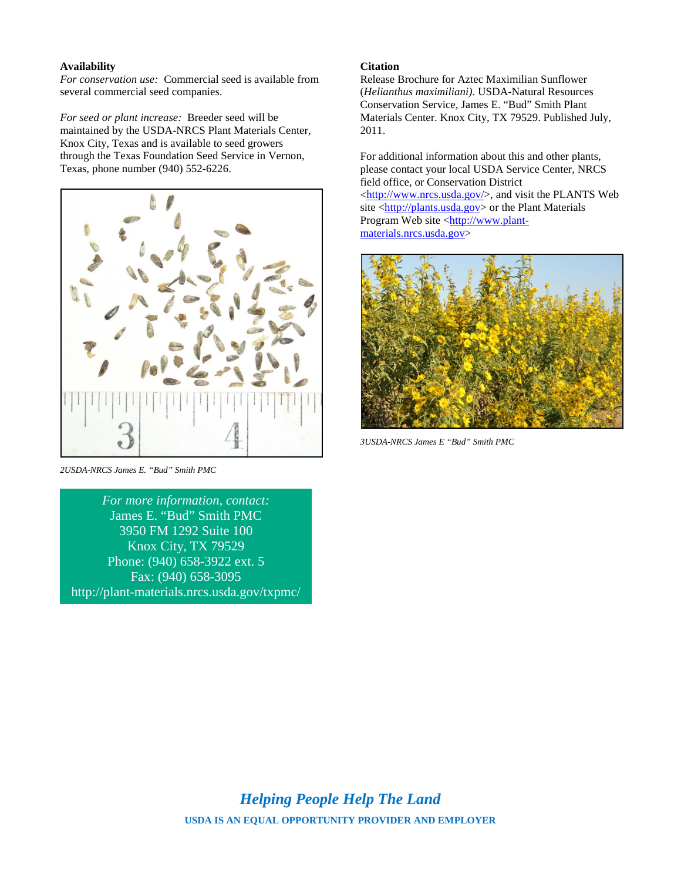## Availability

*For conservation use:* Commercial seed is available from several commercial seed companies.

*For seed or plant increase:* Breeder seed will be maintained by the USDA-NRCS Plant Materials Center, Knox City, Texas and is available to seed growers through the Texas Foundation Seed Service in Vernon, Texas, phone number (940) 552-6226.

*2USDA-NRCS James E. "Bud" Smith PMC*

> *For more information, contact:*
> James E. "Bud" Smith PMC
> 3950 FM 1292 Suite 100
> Knox City, TX 79529
> Phone: (940) 658-3922 ext. 5
> Fax: (940) 658-3095
> http://plant-materials.nrcs.usda.gov/txpmc/

## Citation

Release Brochure for Aztec Maximilian Sunflower (*Helianthus maximiliani)*. USDA-Natural Resources Conservation Service, James E. "Bud" Smith Plant Materials Center. Knox City, TX 79529. Published July, 2011.

For additional information about this and other plants, please contact your local USDA Service Center, NRCS field office, or Conservation District <http://www.nrcs.usda.gov/>, and visit the PLANTS Web site <http://plants.usda.gov> or the Plant Materials Program Web site <http://www.plant-materials.nrcs.usda.gov>

*3USDA-NRCS James E "Bud" Smith PMC*

***Helping People Help The Land***

**USDA IS AN EQUAL OPPORTUNITY PROVIDER AND EMPLOYER**